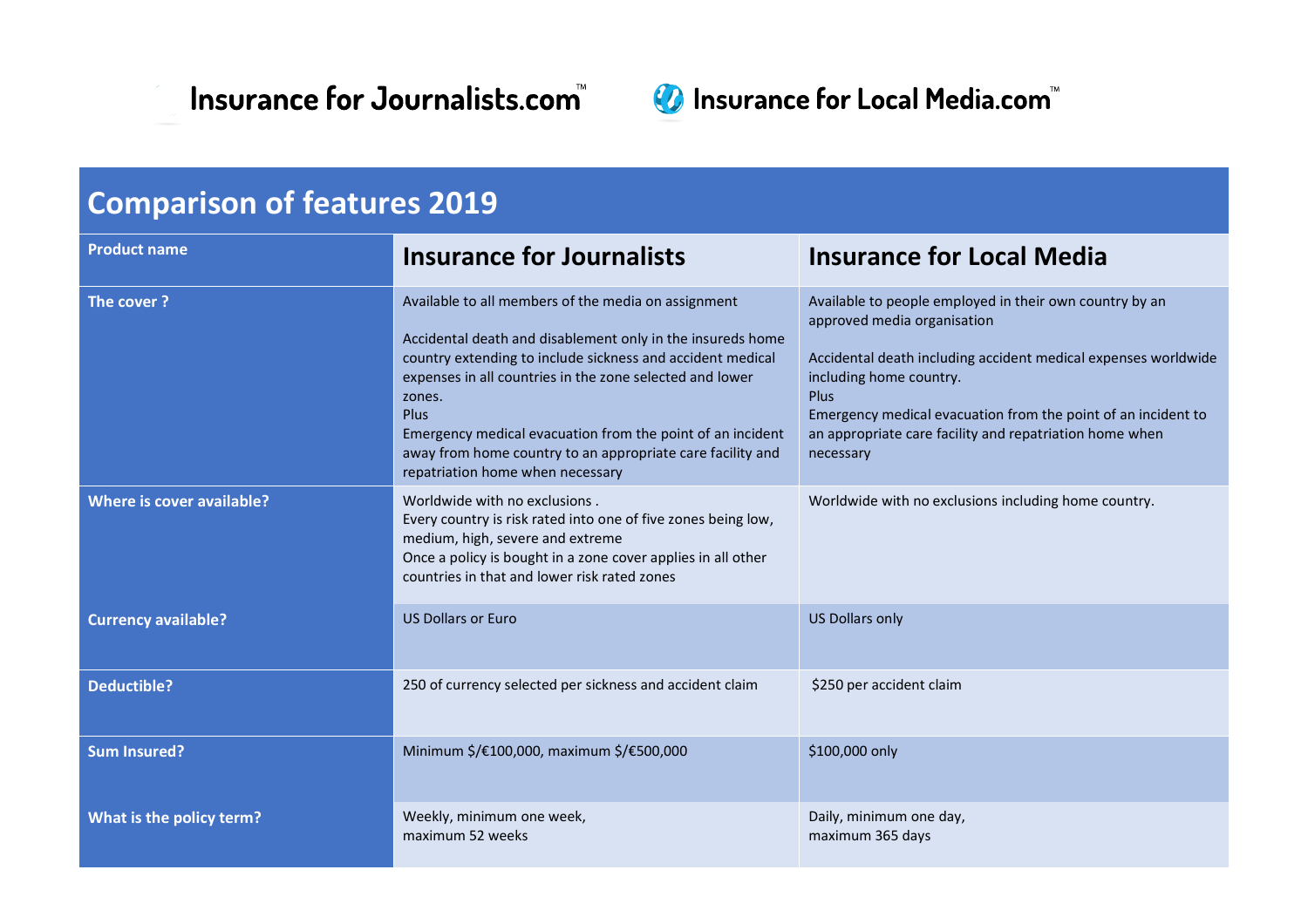Insurance for Journalists.com™ Insurance for Local Media.com™

## Comparison of features 2019

| Product name | Insurance for Journalists | Insurance for Local Media |
|---|---|---|
| The cover ? | Available to all members of the media on assignment<br><br>Accidental death and disablement only in the insureds home country extending to include sickness and accident medical expenses in all countries in the zone selected and lower zones.<br>Plus<br>Emergency medical evacuation from the point of an incident away from home country to an appropriate care facility and repatriation home when necessary | Available to people employed in their own country by an approved media organisation<br><br>Accidental death including accident medical expenses worldwide including home country.<br>Plus<br>Emergency medical evacuation from the point of an incident to an appropriate care facility and repatriation home when necessary |
| Where is cover available? | Worldwide with no exclusions .<br>Every country is risk rated into one of five zones being low, medium, high, severe and extreme<br>Once a policy is bought in a zone cover applies in all other countries in that and lower risk rated zones | Worldwide with no exclusions including home country. |
| Currency available? | US Dollars or Euro | US Dollars only |
| Deductible? | 250 of currency selected per sickness and accident claim | $250 per accident claim |
| Sum Insured? | Minimum $/€100,000, maximum $/€500,000 | $100,000 only |
| What is the policy term? | Weekly, minimum one week,<br>maximum 52 weeks | Daily, minimum one day,<br>maximum 365 days |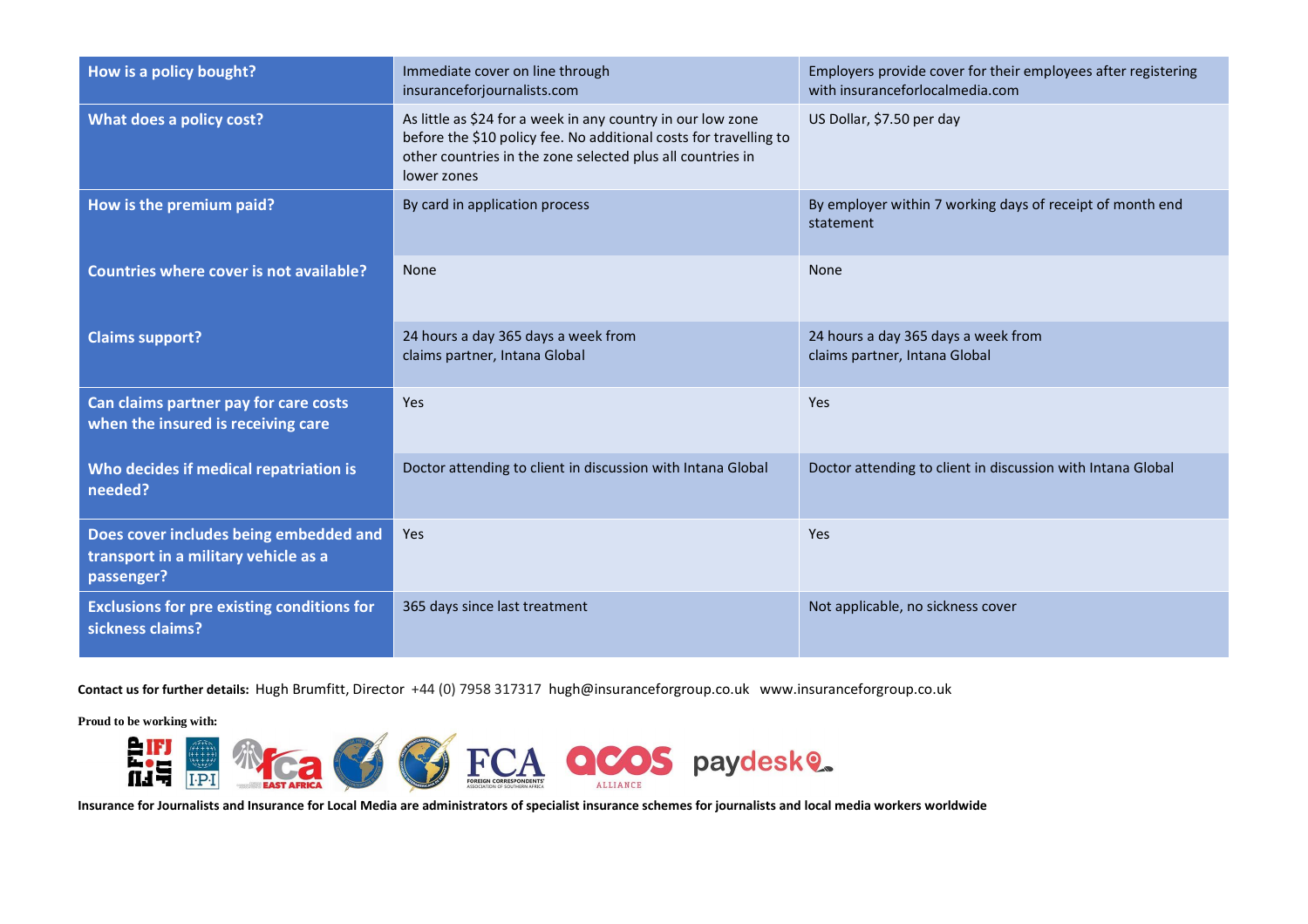| | | |
|---|---|---|
| **How is a policy bought?** | Immediate cover on line through insuranceforjournalists.com | Employers provide cover for their employees after registering with insuranceforlocalmedia.com |
| **What does a policy cost?** | As little as $24 for a week in any country in our low zone before the $10 policy fee. No additional costs for travelling to other countries in the zone selected plus all countries in lower zones | US Dollar, $7.50 per day |
| **How is the premium paid?** | By card in application process | By employer within 7 working days of receipt of month end statement |
| **Countries where cover is not available?** | None | None |
| **Claims support?** | 24 hours a day 365 days a week from claims partner, Intana Global | 24 hours a day 365 days a week from claims partner, Intana Global |
| **Can claims partner pay for care costs when the insured is receiving care** | Yes | Yes |
| **Who decides if medical repatriation is needed?** | Doctor attending to client in discussion with Intana Global | Doctor attending to client in discussion with Intana Global |
| **Does cover includes being embedded and transport in a military vehicle as a passenger?** | Yes | Yes |
| **Exclusions for pre existing conditions for sickness claims?** | 365 days since last treatment | Not applicable, no sickness cover |

**Contact us for further details:** Hugh Brumfitt, Director +44 (0) 7958 317317 hugh@insuranceforgroup.co.uk www.insuranceforgroup.co.uk

**Proud to be working with:**

**Insurance for Journalists and Insurance for Local Media are administrators of specialist insurance schemes for journalists and local media workers worldwide**